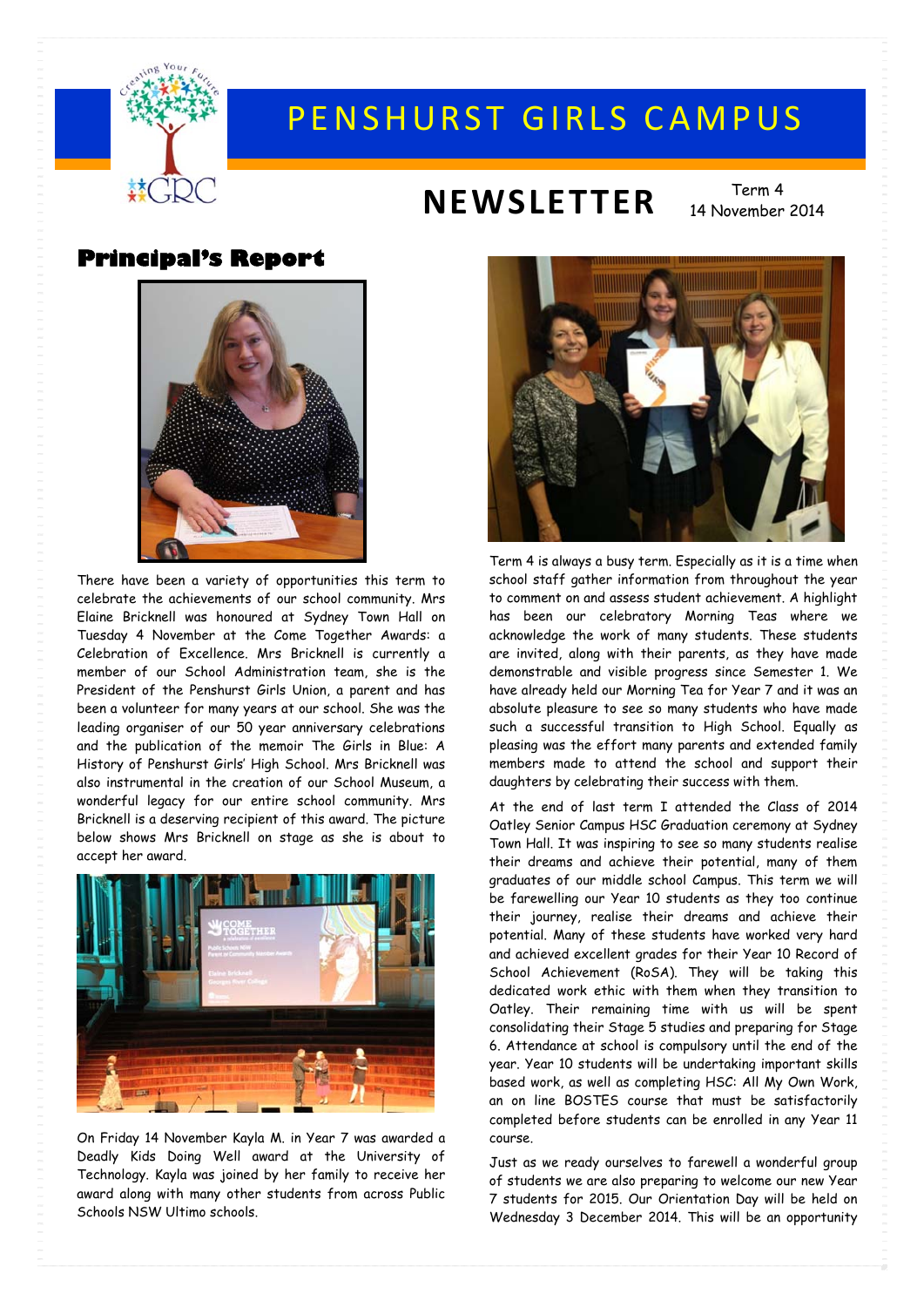# PENSHURST GIRLS CAMPUS

## NEWSLETTER

Term 4
14 November 2014

## Principal's Report

There have been a variety of opportunities this term to celebrate the achievements of our school community. Mrs Elaine Bricknell was honoured at Sydney Town Hall on Tuesday 4 November at the Come Together Awards: a Celebration of Excellence. Mrs Bricknell is currently a member of our School Administration team, she is the President of the Penshurst Girls Union, a parent and has been a volunteer for many years at our school. She was the leading organiser of our 50 year anniversary celebrations and the publication of the memoir The Girls in Blue: A History of Penshurst Girls' High School. Mrs Bricknell was also instrumental in the creation of our School Museum, a wonderful legacy for our entire school community. Mrs Bricknell is a deserving recipient of this award. The picture below shows Mrs Bricknell on stage as she is about to accept her award.

On Friday 14 November Kayla M. in Year 7 was awarded a Deadly Kids Doing Well award at the University of Technology. Kayla was joined by her family to receive her award along with many other students from across Public Schools NSW Ultimo schools.

Term 4 is always a busy term. Especially as it is a time when school staff gather information from throughout the year to comment on and assess student achievement. A highlight has been our celebratory Morning Teas where we acknowledge the work of many students. These students are invited, along with their parents, as they have made demonstrable and visible progress since Semester 1. We have already held our Morning Tea for Year 7 and it was an absolute pleasure to see so many students who have made such a successful transition to High School. Equally as pleasing was the effort many parents and extended family members made to attend the school and support their daughters by celebrating their success with them.

At the end of last term I attended the Class of 2014 Oatley Senior Campus HSC Graduation ceremony at Sydney Town Hall. It was inspiring to see so many students realise their dreams and achieve their potential, many of them graduates of our middle school Campus. This term we will be farewelling our Year 10 students as they too continue their journey, realise their dreams and achieve their potential. Many of these students have worked very hard and achieved excellent grades for their Year 10 Record of School Achievement (RoSA). They will be taking this dedicated work ethic with them when they transition to Oatley. Their remaining time with us will be spent consolidating their Stage 5 studies and preparing for Stage 6. Attendance at school is compulsory until the end of the year. Year 10 students will be undertaking important skills based work, as well as completing HSC: All My Own Work, an on line BOSTES course that must be satisfactorily completed before students can be enrolled in any Year 11 course.

Just as we ready ourselves to farewell a wonderful group of students we are also preparing to welcome our new Year 7 students for 2015. Our Orientation Day will be held on Wednesday 3 December 2014. This will be an opportunity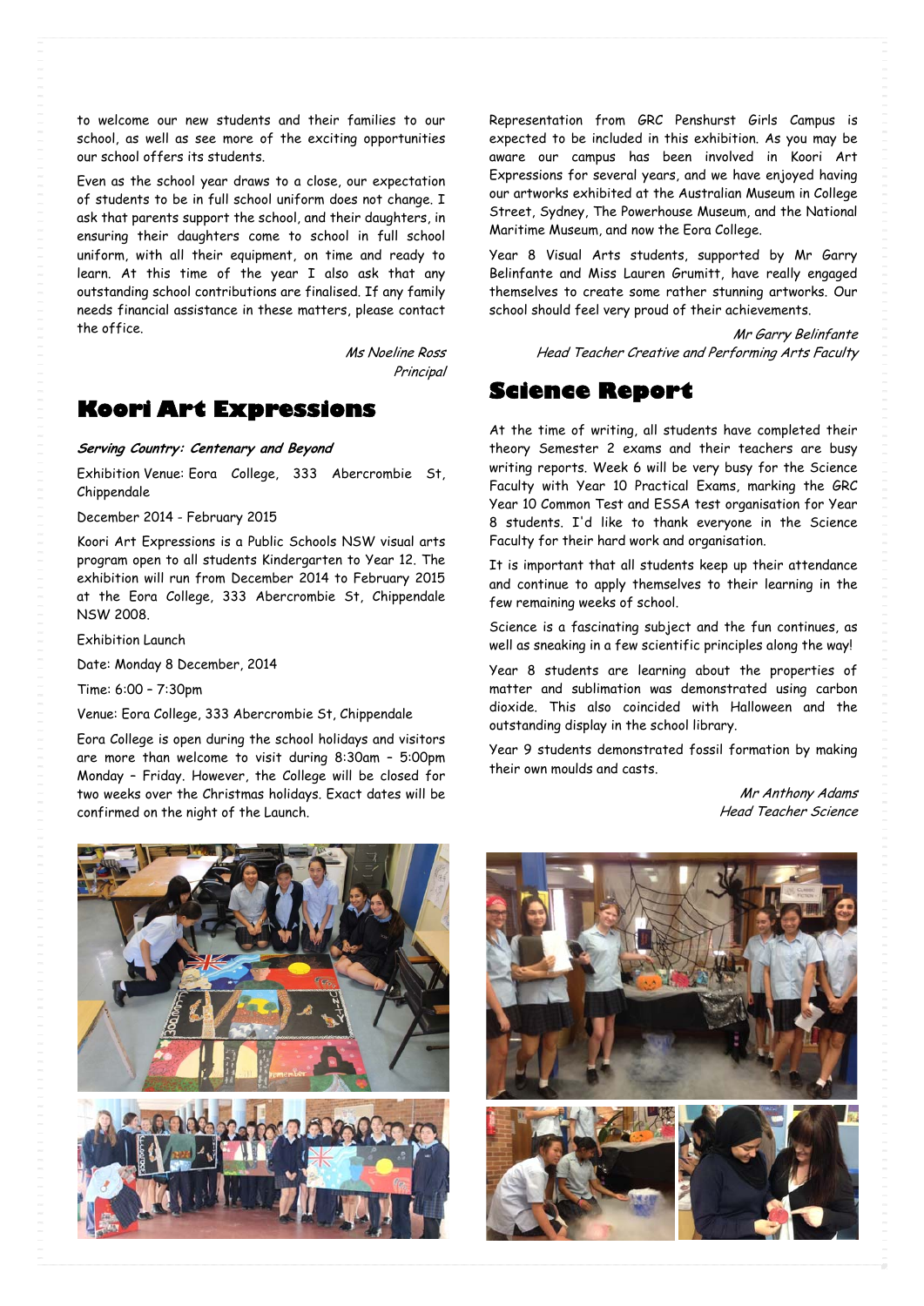to welcome our new students and their families to our school, as well as see more of the exciting opportunities our school offers its students.

Even as the school year draws to a close, our expectation of students to be in full school uniform does not change. I ask that parents support the school, and their daughters, in ensuring their daughters come to school in full school uniform, with all their equipment, on time and ready to learn. At this time of the year I also ask that any outstanding school contributions are finalised. If any family needs financial assistance in these matters, please contact the office.

*Ms Noeline Ross*
*Principal*

## Koori Art Expressions

***Serving Country: Centenary and Beyond***

Exhibition Venue: Eora College, 333 Abercrombie St, Chippendale

December 2014 - February 2015

Koori Art Expressions is a Public Schools NSW visual arts program open to all students Kindergarten to Year 12. The exhibition will run from December 2014 to February 2015 at the Eora College, 333 Abercrombie St, Chippendale NSW 2008.

Exhibition Launch

Date: Monday 8 December, 2014

Time: 6:00 – 7:30pm

Venue: Eora College, 333 Abercrombie St, Chippendale

Eora College is open during the school holidays and visitors are more than welcome to visit during 8:30am – 5:00pm Monday – Friday. However, the College will be closed for two weeks over the Christmas holidays. Exact dates will be confirmed on the night of the Launch.

Representation from GRC Penshurst Girls Campus is expected to be included in this exhibition. As you may be aware our campus has been involved in Koori Art Expressions for several years, and we have enjoyed having our artworks exhibited at the Australian Museum in College Street, Sydney, The Powerhouse Museum, and the National Maritime Museum, and now the Eora College.

Year 8 Visual Arts students, supported by Mr Garry Belinfante and Miss Lauren Grumitt, have really engaged themselves to create some rather stunning artworks. Our school should feel very proud of their achievements.

*Mr Garry Belinfante*
*Head Teacher Creative and Performing Arts Faculty*

## Science Report

At the time of writing, all students have completed their theory Semester 2 exams and their teachers are busy writing reports. Week 6 will be very busy for the Science Faculty with Year 10 Practical Exams, marking the GRC Year 10 Common Test and ESSA test organisation for Year 8 students. I'd like to thank everyone in the Science Faculty for their hard work and organisation.

It is important that all students keep up their attendance and continue to apply themselves to their learning in the few remaining weeks of school.

Science is a fascinating subject and the fun continues, as well as sneaking in a few scientific principles along the way!

Year 8 students are learning about the properties of matter and sublimation was demonstrated using carbon dioxide. This also coincided with Halloween and the outstanding display in the school library.

Year 9 students demonstrated fossil formation by making their own moulds and casts.

*Mr Anthony Adams*
*Head Teacher Science*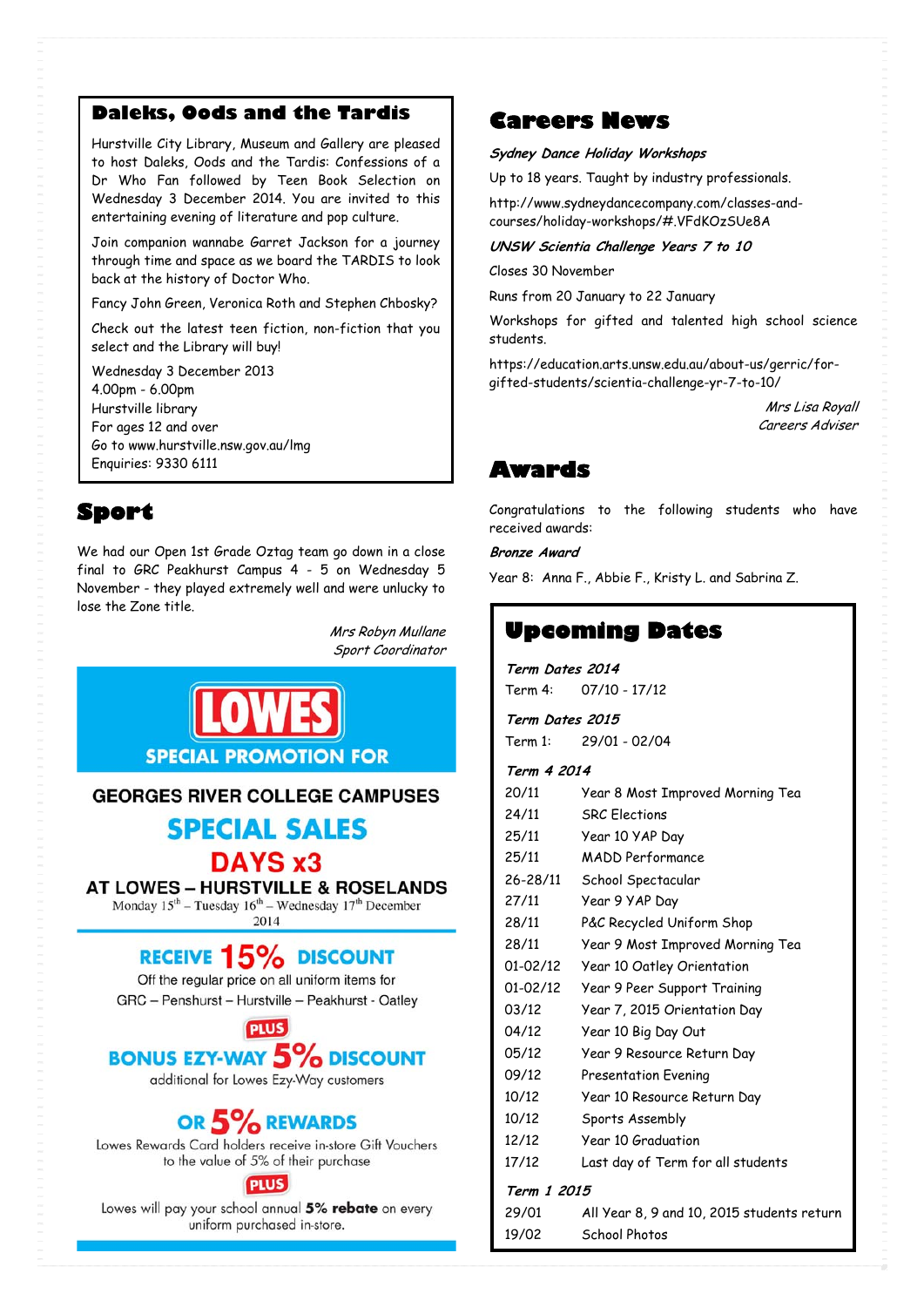## Daleks, Oods and the Tardis

Hurstville City Library, Museum and Gallery are pleased to host Daleks, Oods and the Tardis: Confessions of a Dr Who Fan followed by Teen Book Selection on Wednesday 3 December 2014. You are invited to this entertaining evening of literature and pop culture.

Join companion wannabe Garret Jackson for a journey through time and space as we board the TARDIS to look back at the history of Doctor Who.

Fancy John Green, Veronica Roth and Stephen Chbosky?

Check out the latest teen fiction, non-fiction that you select and the Library will buy!

Wednesday 3 December 2013
4.00pm - 6.00pm
Hurstville library
For ages 12 and over
Go to www.hurstville.nsw.gov.au/lmg
Enquiries: 9330 6111

## Sport

We had our Open 1st Grade Oztag team go down in a close final to GRC Peakhurst Campus 4 - 5 on Wednesday 5 November - they played extremely well and were unlucky to lose the Zone title.

*Mrs Robyn Mullane*
*Sport Coordinator*

**LOWES**

**SPECIAL PROMOTION FOR**

**GEORGES RIVER COLLEGE CAMPUSES**

**SPECIAL SALES DAYS x3**

**AT LOWES – HURSTVILLE & ROSELANDS**

Monday 15th – Tuesday 16th – Wednesday 17th December 2014

**RECEIVE 15% DISCOUNT**

Off the regular price on all uniform items for GRC – Penshurst – Hurstville – Peakhurst - Oatley

**PLUS**

**BONUS EZY-WAY 5% DISCOUNT**

additional for Lowes Ezy-Way customers

**OR 5% REWARDS**

Lowes Rewards Card holders receive in-store Gift Vouchers to the value of 5% of their purchase

**PLUS**

Lowes will pay your school annual **5% rebate** on every uniform purchased in-store.

## Careers News

***Sydney Dance Holiday Workshops***

Up to 18 years. Taught by industry professionals.

http://www.sydneydancecompany.com/classes-and-courses/holiday-workshops/#.VFdKOzSUe8A

***UNSW Scientia Challenge Years 7 to 10***

Closes 30 November

Runs from 20 January to 22 January

Workshops for gifted and talented high school science students.

https://education.arts.unsw.edu.au/about-us/gerric/for-gifted-students/scientia-challenge-yr-7-to-10/

*Mrs Lisa Royall*
*Careers Adviser*

## Awards

Congratulations to the following students who have received awards:

***Bronze Award***

Year 8: Anna F., Abbie F., Kristy L. and Sabrina Z.

## Upcoming Dates

***Term Dates 2014***

Term 4: 07/10 - 17/12

***Term Dates 2015***

Term 1: 29/01 - 02/04

***Term 4 2014***

| | |
|---|---|
| 20/11 | Year 8 Most Improved Morning Tea |
| 24/11 | SRC Elections |
| 25/11 | Year 10 YAP Day |
| 25/11 | MADD Performance |
| 26-28/11 | School Spectacular |
| 27/11 | Year 9 YAP Day |
| 28/11 | P&C Recycled Uniform Shop |
| 28/11 | Year 9 Most Improved Morning Tea |
| 01-02/12 | Year 10 Oatley Orientation |
| 01-02/12 | Year 9 Peer Support Training |
| 03/12 | Year 7, 2015 Orientation Day |
| 04/12 | Year 10 Big Day Out |
| 05/12 | Year 9 Resource Return Day |
| 09/12 | Presentation Evening |
| 10/12 | Year 10 Resource Return Day |
| 10/12 | Sports Assembly |
| 12/12 | Year 10 Graduation |
| 17/12 | Last day of Term for all students |

***Term 1 2015***

| | |
|---|---|
| 29/01 | All Year 8, 9 and 10, 2015 students return |
| 19/02 | School Photos |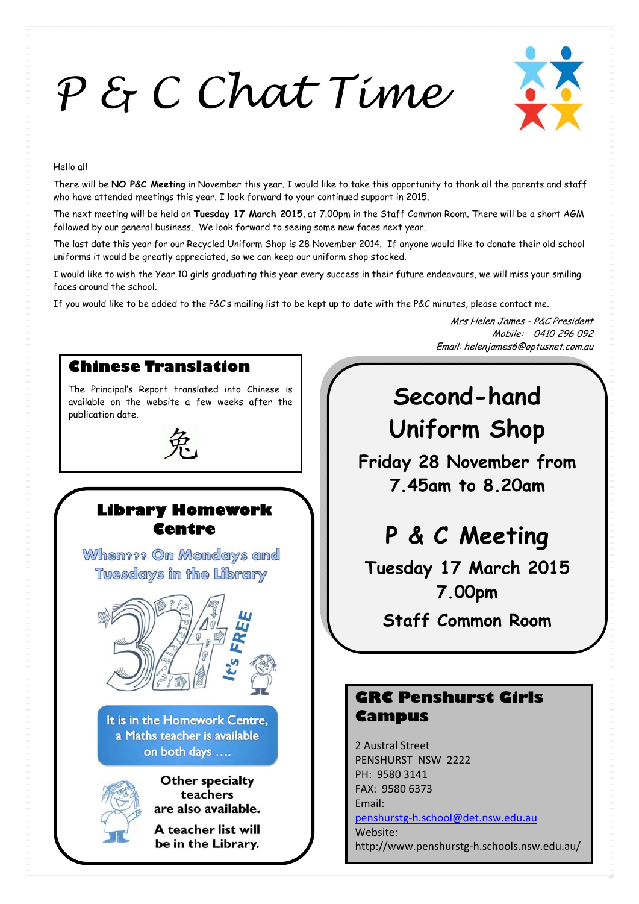# P & C Chat Time

Hello all

There will be **NO P&C Meeting** in November this year. I would like to take this opportunity to thank all the parents and staff who have attended meetings this year. I look forward to your continued support in 2015.

The next meeting will be held on **Tuesday 17 March 2015**, at 7.00pm in the Staff Common Room. There will be a short AGM followed by our general business. We look forward to seeing some new faces next year.

The last date this year for our Recycled Uniform Shop is 28 November 2014. If anyone would like to donate their old school uniforms it would be greatly appreciated, so we can keep our uniform shop stocked.

I would like to wish the Year 10 girls graduating this year every success in their future endeavours, we will miss your smiling faces around the school.

If you would like to be added to the P&C's mailing list to be kept up to date with the P&C minutes, please contact me.

*Mrs Helen James - P&C President*
*Mobile: 0410 296 092*
*Email: helenjames6@optusnet.com.au*

## Chinese Translation

The Principal's Report translated into Chinese is available on the website a few weeks after the publication date.

免

## Second-hand Uniform Shop

**Friday 28 November from 7.45am to 8.20am**

## P & C Meeting

**Tuesday 17 March 2015**
**7.00pm**
**Staff Common Room**

## Library Homework Centre

**When??? On Mondays and Tuesdays in the Library**

3:24 It's FREE

It is in the Homework Centre, a Maths teacher is available on both days ....

**Other specialty teachers are also available.**

**A teacher list will be in the Library.**

## GRC Penshurst Girls Campus

2 Austral Street
PENSHURST NSW 2222
PH: 9580 3141
FAX: 9580 6373
Email:
penshurstg-h.school@det.nsw.edu.au
Website:
http://www.penshurstg-h.schools.nsw.edu.au/